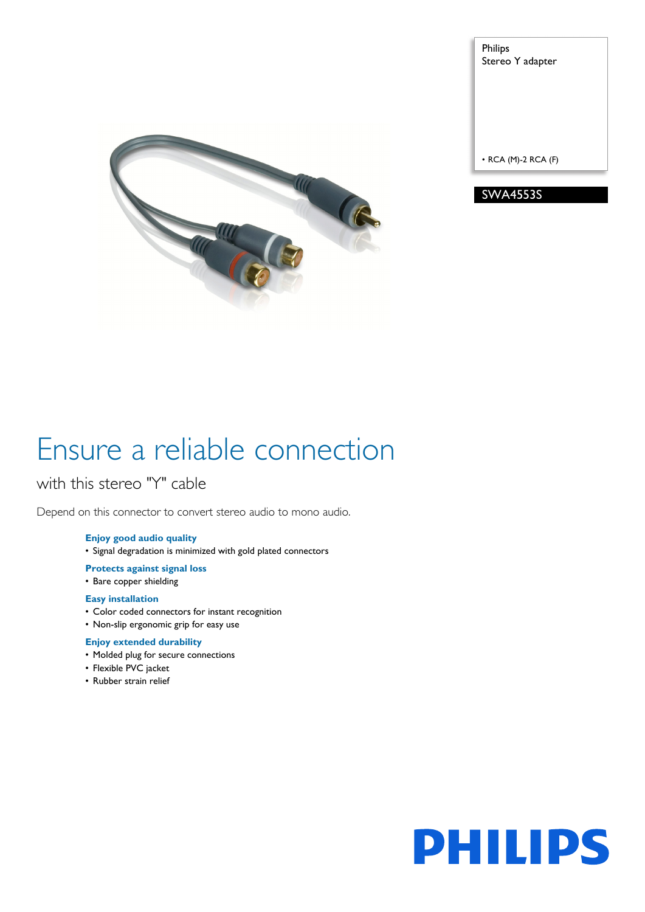Philips
Stereo Y adapter

- RCA (M)-2 RCA (F)

SWA4553S

# Ensure a reliable connection

## with this stereo "Y" cable

Depend on this connector to convert stereo audio to mono audio.

### Enjoy good audio quality

- Signal degradation is minimized with gold plated connectors

### Protects against signal loss

- Bare copper shielding

### Easy installation

- Color coded connectors for instant recognition
- Non-slip ergonomic grip for easy use

### Enjoy extended durability

- Molded plug for secure connections
- Flexible PVC jacket
- Rubber strain relief

PHILIPS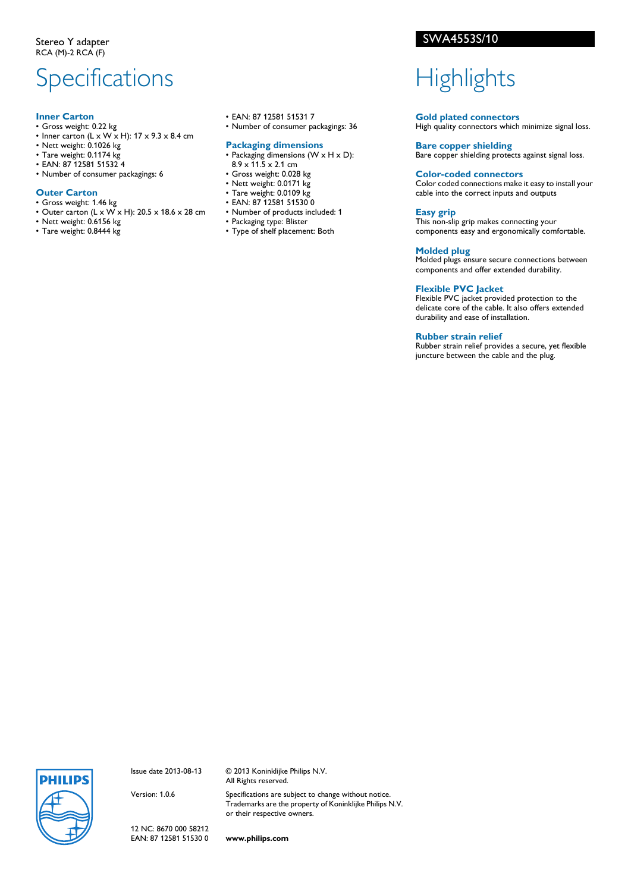Stereo Y adapter
RCA (M)-2 RCA (F)

SWA4553S/10

# Specifications

### Inner Carton

- Gross weight: 0.22 kg
- Inner carton (L x W x H): 17 x 9.3 x 8.4 cm
- Nett weight: 0.1026 kg
- Tare weight: 0.1174 kg
- EAN: 87 12581 51532 4
- Number of consumer packagings: 6

### Outer Carton

- Gross weight: 1.46 kg
- Outer carton (L x W x H): 20.5 x 18.6 x 28 cm
- Nett weight: 0.6156 kg
- Tare weight: 0.8444 kg
- EAN: 87 12581 51531 7
- Number of consumer packagings: 36

### Packaging dimensions

- Packaging dimensions (W x H x D): 8.9 x 11.5 x 2.1 cm
- Gross weight: 0.028 kg
- Nett weight: 0.0171 kg
- Tare weight: 0.0109 kg
- EAN: 87 12581 51530 0
- Number of products included: 1
- Packaging type: Blister
- Type of shelf placement: Both

# Highlights

### Gold plated connectors

High quality connectors which minimize signal loss.

### Bare copper shielding

Bare copper shielding protects against signal loss.

### Color-coded connectors

Color coded connections make it easy to install your cable into the correct inputs and outputs

### Easy grip

This non-slip grip makes connecting your components easy and ergonomically comfortable.

### Molded plug

Molded plugs ensure secure connections between components and offer extended durability.

### Flexible PVC Jacket

Flexible PVC jacket provided protection to the delicate core of the cable. It also offers extended durability and ease of installation.

### Rubber strain relief

Rubber strain relief provides a secure, yet flexible juncture between the cable and the plug.

Issue date 2013-08-13

Version: 1.0.6

12 NC: 8670 000 58212
EAN: 87 12581 51530 0

© 2013 Koninklijke Philips N.V.
All Rights reserved.

Specifications are subject to change without notice. Trademarks are the property of Koninklijke Philips N.V. or their respective owners.

**www.philips.com**